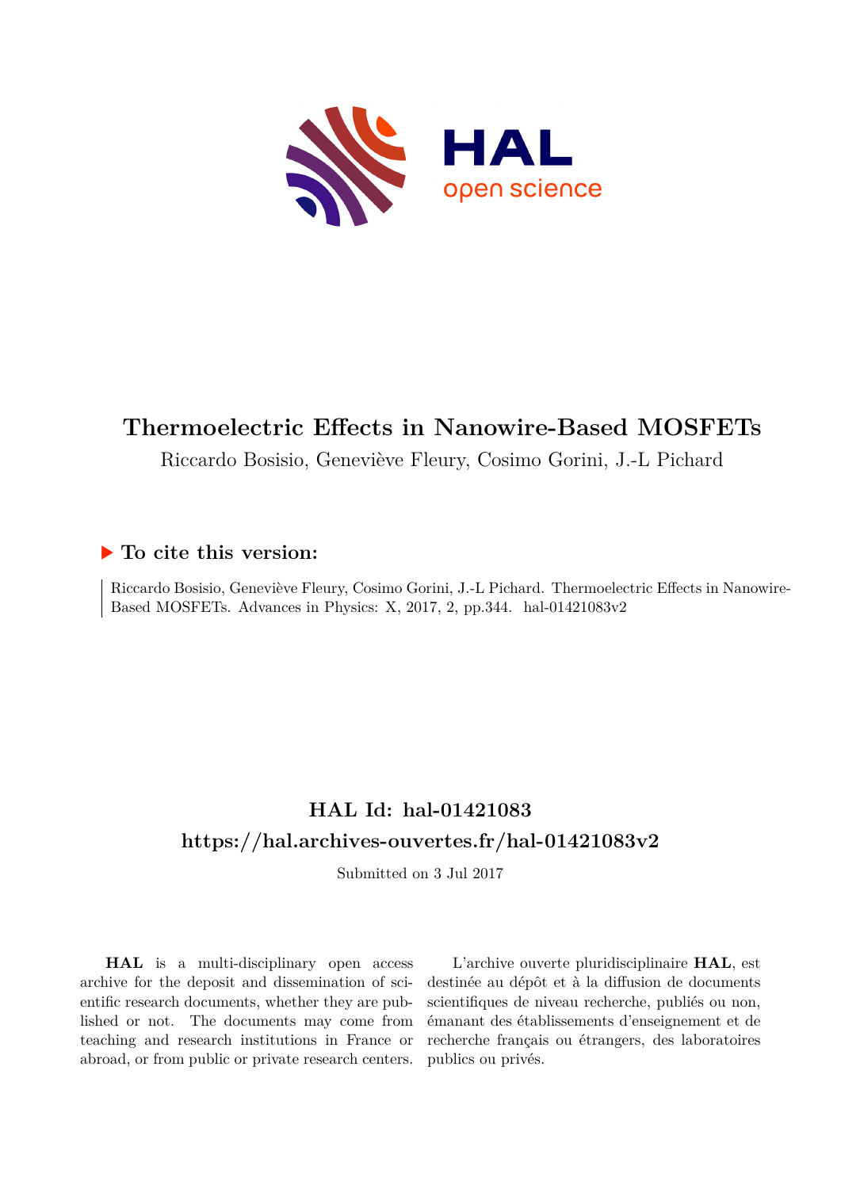# Thermoelectric Effects in Nanowire-Based MOSFETs

Riccardo Bosisio, Geneviève Fleury, Cosimo Gorini, J.-L Pichard

### ▶ To cite this version:

Riccardo Bosisio, Geneviève Fleury, Cosimo Gorini, J.-L Pichard. Thermoelectric Effects in Nanowire-Based MOSFETs. Advances in Physics: X, 2017, 2, pp.344. hal-01421083v2

## HAL Id: hal-01421083

## https://hal.archives-ouvertes.fr/hal-01421083v2

Submitted on 3 Jul 2017

**HAL** is a multi-disciplinary open access archive for the deposit and dissemination of scientific research documents, whether they are published or not. The documents may come from teaching and research institutions in France or abroad, or from public or private research centers.

L'archive ouverte pluridisciplinaire **HAL**, est destinée au dépôt et à la diffusion de documents scientifiques de niveau recherche, publiés ou non, émanant des établissements d'enseignement et de recherche français ou étrangers, des laboratoires publics ou privés.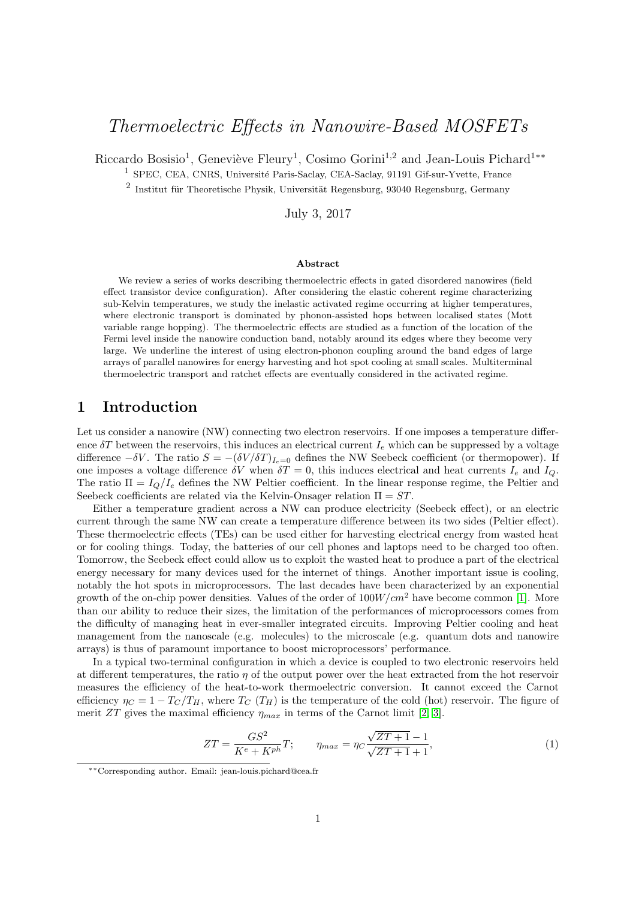# Thermoelectric Effects in Nanowire-Based MOSFETs

Riccardo Bosisio[1], Geneviève Fleury[1], Cosimo Gorini[1,2] and Jean-Louis Pichard[1**]

[1] SPEC, CEA, CNRS, Université Paris-Saclay, CEA-Saclay, 91191 Gif-sur-Yvette, France

[2] Institut für Theoretische Physik, Universität Regensburg, 93040 Regensburg, Germany

July 3, 2017

**Abstract**

We review a series of works describing thermoelectric effects in gated disordered nanowires (field effect transistor device configuration). After considering the elastic coherent regime characterizing sub-Kelvin temperatures, we study the inelastic activated regime occurring at higher temperatures, where electronic transport is dominated by phonon-assisted hops between localised states (Mott variable range hopping). The thermoelectric effects are studied as a function of the location of the Fermi level inside the nanowire conduction band, notably around its edges where they become very large. We underline the interest of using electron-phonon coupling around the band edges of large arrays of parallel nanowires for energy harvesting and hot spot cooling at small scales. Multiterminal thermoelectric transport and ratchet effects are eventually considered in the activated regime.

## 1 Introduction

Let us consider a nanowire (NW) connecting two electron reservoirs. If one imposes a temperature difference $\delta T$ between the reservoirs, this induces an electrical current $I_e$ which can be suppressed by a voltage difference $-\delta V$. The ratio $S = -(\delta V/\delta T)_{I_e=0}$ defines the NW Seebeck coefficient (or thermopower). If one imposes a voltage difference $\delta V$ when $\delta T = 0$, this induces electrical and heat currents $I_e$ and $I_Q$. The ratio $\Pi = I_Q/I_e$ defines the NW Peltier coefficient. In the linear response regime, the Peltier and Seebeck coefficients are related via the Kelvin-Onsager relation $\Pi = ST$.

Either a temperature gradient across a NW can produce electricity (Seebeck effect), or an electric current through the same NW can create a temperature difference between its two sides (Peltier effect). These thermoelectric effects (TEs) can be used either for harvesting electrical energy from wasted heat or for cooling things. Today, the batteries of our cell phones and laptops need to be charged too often. Tomorrow, the Seebeck effect could allow us to exploit the wasted heat to produce a part of the electrical energy necessary for many devices used for the internet of things. Another important issue is cooling, notably the hot spots in microprocessors. The last decades have been characterized by an exponential growth of the on-chip power densities. Values of the order of $100W/cm^2$ have become common [1]. More than our ability to reduce their sizes, the limitation of the performances of microprocessors comes from the difficulty of managing heat in ever-smaller integrated circuits. Improving Peltier cooling and heat management from the nanoscale (e.g. molecules) to the microscale (e.g. quantum dots and nanowire arrays) is thus of paramount importance to boost microprocessors' performance.

In a typical two-terminal configuration in which a device is coupled to two electronic reservoirs held at different temperatures, the ratio $\eta$ of the output power over the heat extracted from the hot reservoir measures the efficiency of the heat-to-work thermoelectric conversion. It cannot exceed the Carnot efficiency $\eta_C = 1 - T_C/T_H$, where $T_C$ ($T_H$) is the temperature of the cold (hot) reservoir. The figure of merit $ZT$ gives the maximal efficiency $\eta_{max}$ in terms of the Carnot limit [2, 3].

$$ZT = \frac{GS^2}{K^e + K^{ph}}T; \qquad \eta_{max} = \eta_C \frac{\sqrt{ZT+1}-1}{\sqrt{ZT+1}+1}, \tag{1}$$

**Corresponding author. Email: jean-louis.pichard@cea.fr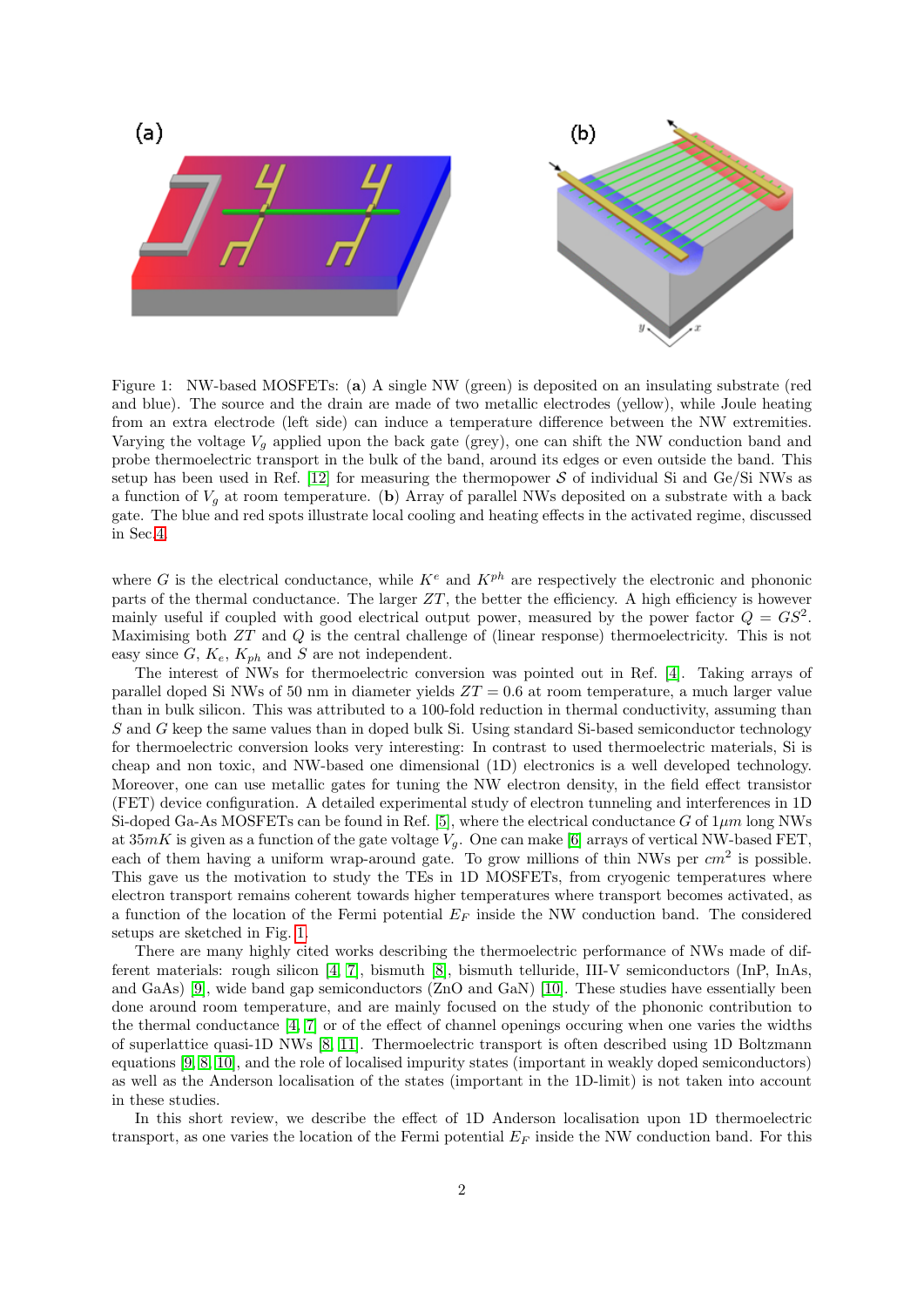Figure 1: NW-based MOSFETs: (**a**) A single NW (green) is deposited on an insulating substrate (red and blue). The source and the drain are made of two metallic electrodes (yellow), while Joule heating from an extra electrode (left side) can induce a temperature difference between the NW extremities. Varying the voltage $V_g$ applied upon the back gate (grey), one can shift the NW conduction band and probe thermoelectric transport in the bulk of the band, around its edges or even outside the band. This setup has been used in Ref. [12] for measuring the thermopower $\mathcal{S}$ of individual Si and Ge/Si NWs as a function of $V_g$ at room temperature. (**b**) Array of parallel NWs deposited on a substrate with a back gate. The blue and red spots illustrate local cooling and heating effects in the activated regime, discussed in Sec.4.

where $G$ is the electrical conductance, while $K^e$ and $K^{ph}$ are respectively the electronic and phononic parts of the thermal conductance. The larger $ZT$, the better the efficiency. A high efficiency is however mainly useful if coupled with good electrical output power, measured by the power factor $Q = GS^2$. Maximising both $ZT$ and $Q$ is the central challenge of (linear response) thermoelectricity. This is not easy since $G$, $K_e$, $K_{ph}$ and $S$ are not independent.

The interest of NWs for thermoelectric conversion was pointed out in Ref. [4]. Taking arrays of parallel doped Si NWs of 50 nm in diameter yields $ZT = 0.6$ at room temperature, a much larger value than in bulk silicon. This was attributed to a 100-fold reduction in thermal conductivity, assuming than $S$ and $G$ keep the same values than in doped bulk Si. Using standard Si-based semiconductor technology for thermoelectric conversion looks very interesting: In contrast to used thermoelectric materials, Si is cheap and non toxic, and NW-based one dimensional (1D) electronics is a well developed technology. Moreover, one can use metallic gates for tuning the NW electron density, in the field effect transistor (FET) device configuration. A detailed experimental study of electron tunneling and interferences in 1D Si-doped Ga-As MOSFETs can be found in Ref. [5], where the electrical conductance $G$ of $1\mu m$ long NWs at $35mK$ is given as a function of the gate voltage $V_g$. One can make [6] arrays of vertical NW-based FET, each of them having a uniform wrap-around gate. To grow millions of thin NWs per $cm^2$ is possible. This gave us the motivation to study the TEs in 1D MOSFETs, from cryogenic temperatures where electron transport remains coherent towards higher temperatures where transport becomes activated, as a function of the location of the Fermi potential $E_F$ inside the NW conduction band. The considered setups are sketched in Fig. 1.

There are many highly cited works describing the thermoelectric performance of NWs made of different materials: rough silicon [4, 7], bismuth [8], bismuth telluride, III-V semiconductors (InP, InAs, and GaAs) [9], wide band gap semiconductors (ZnO and GaN) [10]. These studies have essentially been done around room temperature, and are mainly focused on the study of the phononic contribution to the thermal conductance [4, 7] or of the effect of channel openings occuring when one varies the widths of superlattice quasi-1D NWs [8, 11]. Thermoelectric transport is often described using 1D Boltzmann equations [9, 8, 10], and the role of localised impurity states (important in weakly doped semiconductors) as well as the Anderson localisation of the states (important in the 1D-limit) is not taken into account in these studies.

In this short review, we describe the effect of 1D Anderson localisation upon 1D thermoelectric transport, as one varies the location of the Fermi potential $E_F$ inside the NW conduction band. For this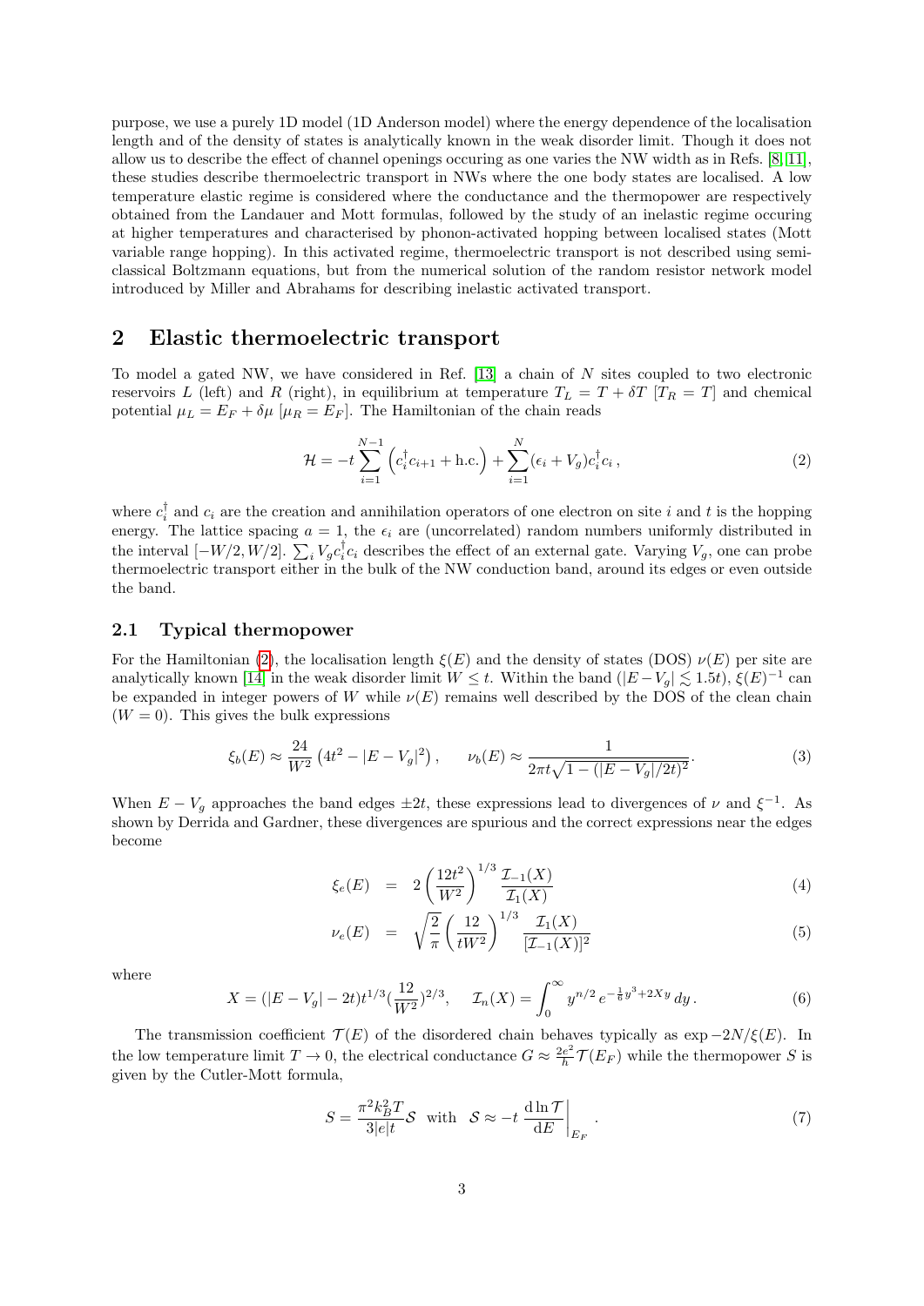purpose, we use a purely 1D model (1D Anderson model) where the energy dependence of the localisation length and of the density of states is analytically known in the weak disorder limit. Though it does not allow us to describe the effect of channel openings occuring as one varies the NW width as in Refs. [8, 11], these studies describe thermoelectric transport in NWs where the one body states are localised. A low temperature elastic regime is considered where the conductance and the thermopower are respectively obtained from the Landauer and Mott formulas, followed by the study of an inelastic regime occuring at higher temperatures and characterised by phonon-activated hopping between localised states (Mott variable range hopping). In this activated regime, thermoelectric transport is not described using semi-classical Boltzmann equations, but from the numerical solution of the random resistor network model introduced by Miller and Abrahams for describing inelastic activated transport.

## 2 Elastic thermoelectric transport

To model a gated NW, we have considered in Ref. [13] a chain of $N$ sites coupled to two electronic reservoirs $L$ (left) and $R$ (right), in equilibrium at temperature $T_L = T + \delta T$ [$T_R = T$] and chemical potential $\mu_L = E_F + \delta\mu$ [$\mu_R = E_F$]. The Hamiltonian of the chain reads

$$\mathcal{H} = -t \sum_{i=1}^{N-1} \left( c_i^\dagger c_{i+1} + \text{h.c.} \right) + \sum_{i=1}^{N} (\epsilon_i + V_g) c_i^\dagger c_i \,, \tag{2}$$

where $c_i^\dagger$ and $c_i$ are the creation and annihilation operators of one electron on site $i$ and $t$ is the hopping energy. The lattice spacing $a = 1$, the $\epsilon_i$ are (uncorrelated) random numbers uniformly distributed in the interval $[-W/2, W/2]$. $\sum_i V_g c_i^\dagger c_i$ describes the effect of an external gate. Varying $V_g$, one can probe thermoelectric transport either in the bulk of the NW conduction band, around its edges or even outside the band.

### 2.1 Typical thermopower

For the Hamiltonian (2), the localisation length $\xi(E)$ and the density of states (DOS) $\nu(E)$ per site are analytically known [14] in the weak disorder limit $W \leq t$. Within the band ($|E - V_g| \lesssim 1.5t$), $\xi(E)^{-1}$ can be expanded in integer powers of $W$ while $\nu(E)$ remains well described by the DOS of the clean chain ($W = 0$). This gives the bulk expressions

$$\xi_b(E) \approx \frac{24}{W^2} \left( 4t^2 - |E - V_g|^2 \right), \qquad \nu_b(E) \approx \frac{1}{2\pi t \sqrt{1 - (|E - V_g|/2t)^2}}. \tag{3}$$

When $E - V_g$ approaches the band edges $\pm 2t$, these expressions lead to divergences of $\nu$ and $\xi^{-1}$. As shown by Derrida and Gardner, these divergences are spurious and the correct expressions near the edges become

$$\xi_e(E) = 2 \left( \frac{12t^2}{W^2} \right)^{1/3} \frac{\mathcal{I}_{-1}(X)}{\mathcal{I}_1(X)} \tag{4}$$

$$\nu_e(E) = \sqrt{\frac{2}{\pi}} \left( \frac{12}{tW^2} \right)^{1/3} \frac{\mathcal{I}_1(X)}{[\mathcal{I}_{-1}(X)]^2} \tag{5}$$

where

$$X = (|E - V_g| - 2t) t^{1/3} (\frac{12}{W^2})^{2/3}, \quad \mathcal{I}_n(X) = \int_0^\infty y^{n/2} \, e^{-\frac{1}{6}y^3 + 2Xy} \, dy \,. \tag{6}$$

The transmission coefficient $\mathcal{T}(E)$ of the disordered chain behaves typically as $\exp -2N/\xi(E)$. In the low temperature limit $T \to 0$, the electrical conductance $G \approx \frac{2e^2}{h} \mathcal{T}(E_F)$ while the thermopower $S$ is given by the Cutler-Mott formula,

$$S = \frac{\pi^2 k_B^2 T}{3|e|t} \mathcal{S} \text{ with } \mathcal{S} \approx -t \left. \frac{\mathrm{d} \ln \mathcal{T}}{\mathrm{d}E} \right|_{E_F} . \tag{7}$$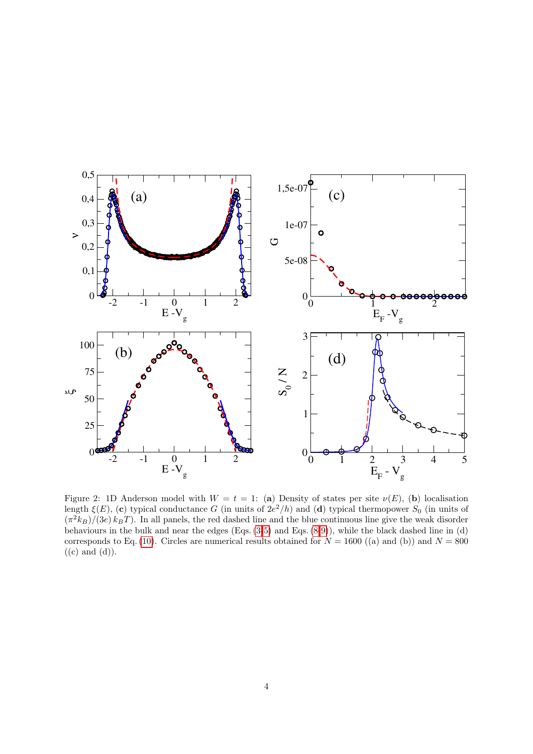Figure 2: 1D Anderson model with $W = t = 1$: (**a**) Density of states per site $\nu(E)$, (**b**) localisation length $\xi(E)$, (**c**) typical conductance $G$ (in units of $2e^2/h$) and (**d**) typical thermopower $S_0$ (in units of $(\pi^2 k_B)/(3e)\, k_B T$). In all panels, the red dashed line and the blue continuous line give the weak disorder behaviours in the bulk and near the edges (Eqs. (3–5) and Eqs. (8, 9)), while the black dashed line in (d) corresponds to Eq. (10). Circles are numerical results obtained for $N = 1600$ ((a) and (b)) and $N = 800$ ((c) and (d)).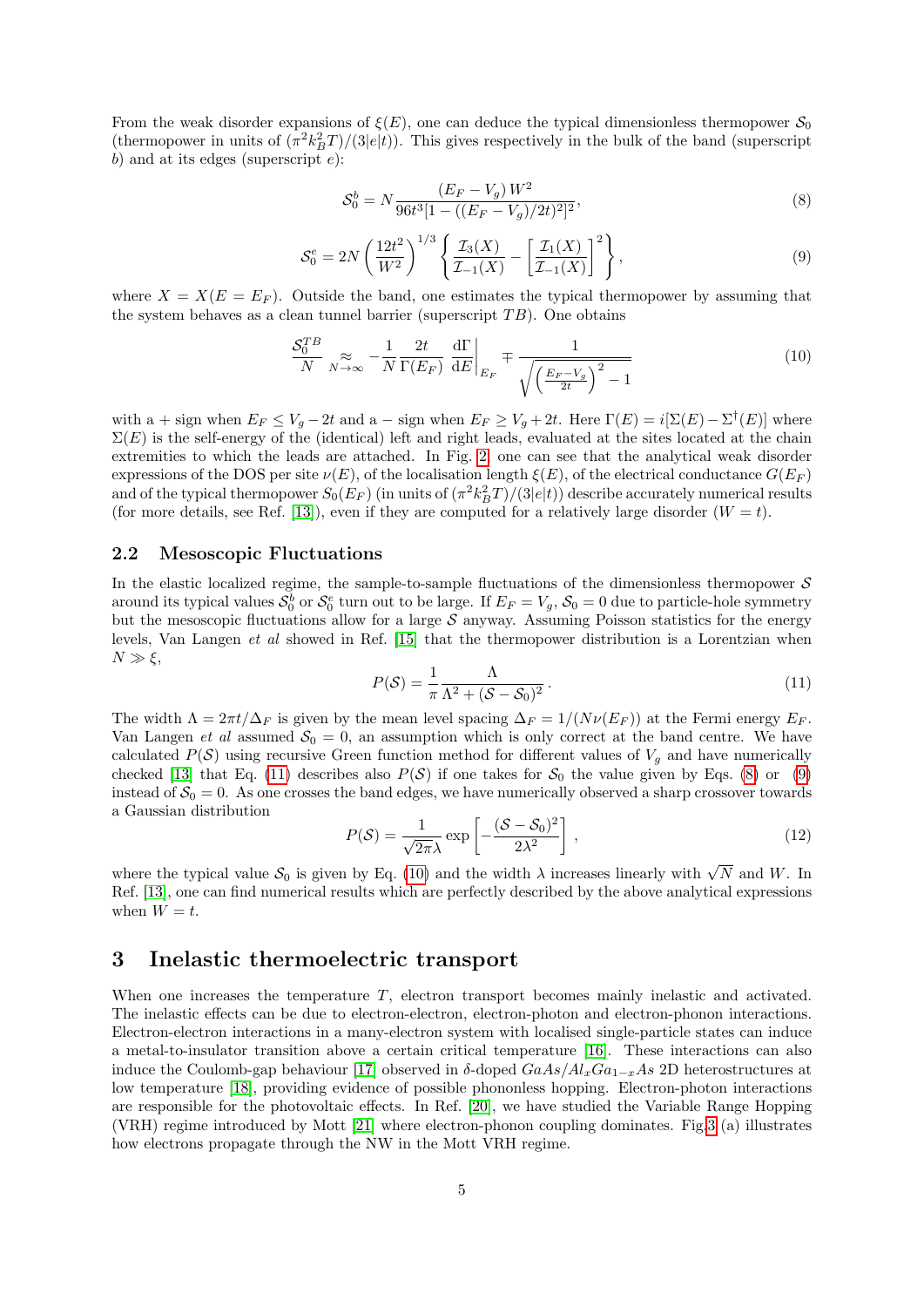From the weak disorder expansions of $\xi(E)$, one can deduce the typical dimensionless thermopower $\mathcal{S}_0$ (thermopower in units of $(\pi^2 k_B^2 T)/(3|e|t)$). This gives respectively in the bulk of the band (superscript $b$) and at its edges (superscript $e$):

$$\mathcal{S}_0^b = N \frac{(E_F - V_g)\, W^2}{96t^3[1-((E_F-V_g)/2t)^2]^2}, \tag{8}$$

$$\mathcal{S}_0^e = 2N \left(\frac{12t^2}{W^2}\right)^{1/3} \left\{ \frac{\mathcal{I}_3(X)}{\mathcal{I}_{-1}(X)} - \left[\frac{\mathcal{I}_1(X)}{\mathcal{I}_{-1}(X)}\right]^2 \right\}, \tag{9}$$

where $X = X(E = E_F)$. Outside the band, one estimates the typical thermopower by assuming that the system behaves as a clean tunnel barrier (superscript $TB$). One obtains

$$\frac{\mathcal{S}_0^{TB}}{N} \underset{N\to\infty}{\approx} -\frac{1}{N}\frac{2t}{\Gamma(E_F)}\left.\frac{\mathrm{d}\Gamma}{\mathrm{d}E}\right|_{E_F} \mp \frac{1}{\sqrt{\left(\frac{E_F-V_g}{2t}\right)^2 - 1}} \tag{10}$$

with a $+$ sign when $E_F \leq V_g - 2t$ and a $-$ sign when $E_F \geq V_g + 2t$. Here $\Gamma(E) = i[\Sigma(E) - \Sigma^\dagger(E)]$ where $\Sigma(E)$ is the self-energy of the (identical) left and right leads, evaluated at the sites located at the chain extremities to which the leads are attached. In Fig. 2, one can see that the analytical weak disorder expressions of the DOS per site $\nu(E)$, of the localisation length $\xi(E)$, of the electrical conductance $G(E_F)$ and of the typical thermopower $S_0(E_F)$ (in units of $(\pi^2 k_B^2 T)/(3|e|t)$) describe accurately numerical results (for more details, see Ref. [13]), even if they are computed for a relatively large disorder ($W = t$).

## 2.2 Mesoscopic Fluctuations

In the elastic localized regime, the sample-to-sample fluctuations of the dimensionless thermopower $\mathcal{S}$ around its typical values $\mathcal{S}_0^b$ or $\mathcal{S}_0^e$ turn out to be large. If $E_F = V_g$, $\mathcal{S}_0 = 0$ due to particle-hole symmetry but the mesoscopic fluctuations allow for a large $\mathcal{S}$ anyway. Assuming Poisson statistics for the energy levels, Van Langen *et al* showed in Ref. [15] that the thermopower distribution is a Lorentzian when $N \gg \xi$,

$$P(\mathcal{S}) = \frac{1}{\pi}\frac{\Lambda}{\Lambda^2 + (\mathcal{S} - \mathcal{S}_0)^2}\,. \tag{11}$$

The width $\Lambda = 2\pi t/\Delta_F$ is given by the mean level spacing $\Delta_F = 1/(N\nu(E_F))$ at the Fermi energy $E_F$. Van Langen *et al* assumed $\mathcal{S}_0 = 0$, an assumption which is only correct at the band centre. We have calculated $P(\mathcal{S})$ using recursive Green function method for different values of $V_g$ and have numerically checked [13] that Eq. (11) describes also $P(\mathcal{S})$ if one takes for $\mathcal{S}_0$ the value given by Eqs. (8) or (9) instead of $\mathcal{S}_0 = 0$. As one crosses the band edges, we have numerically observed a sharp crossover towards a Gaussian distribution

$$P(\mathcal{S}) = \frac{1}{\sqrt{2\pi}\lambda}\exp\left[-\frac{(\mathcal{S}-\mathcal{S}_0)^2}{2\lambda^2}\right], \tag{12}$$

where the typical value $\mathcal{S}_0$ is given by Eq. (10) and the width $\lambda$ increases linearly with $\sqrt{N}$ and $W$. In Ref. [13], one can find numerical results which are perfectly described by the above analytical expressions when $W = t$.

# 3 Inelastic thermoelectric transport

When one increases the temperature $T$, electron transport becomes mainly inelastic and activated. The inelastic effects can be due to electron-electron, electron-photon and electron-phonon interactions. Electron-electron interactions in a many-electron system with localised single-particle states can induce a metal-to-insulator transition above a certain critical temperature [16]. These interactions can also induce the Coulomb-gap behaviour [17] observed in $\delta$-doped $GaAs/Al_xGa_{1-x}As$ 2D heterostructures at low temperature [18], providing evidence of possible phononless hopping. Electron-photon interactions are responsible for the photovoltaic effects. In Ref. [20], we have studied the Variable Range Hopping (VRH) regime introduced by Mott [21] where electron-phonon coupling dominates. Fig.3 (a) illustrates how electrons propagate through the NW in the Mott VRH regime.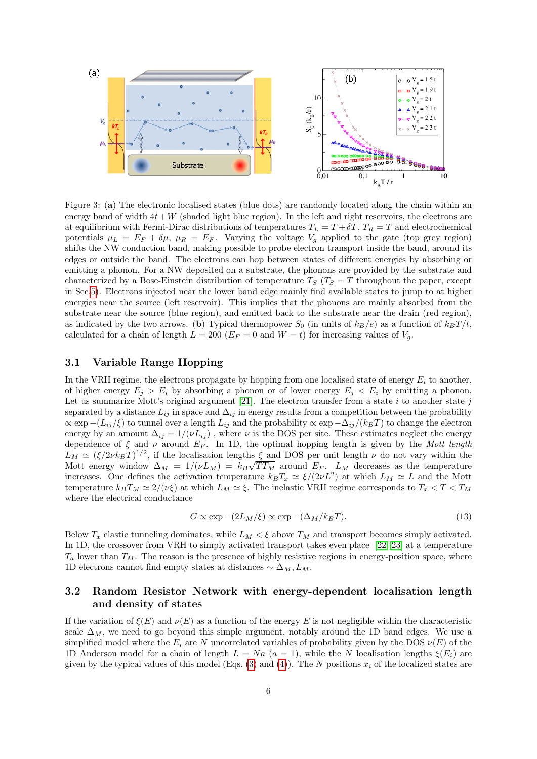Figure 3: (**a**) The electronic localised states (blue dots) are randomly located along the chain within an energy band of width $4t + W$ (shaded light blue region). In the left and right reservoirs, the electrons are at equilibrium with Fermi-Dirac distributions of temperatures $T_L = T + \delta T$, $T_R = T$ and electrochemical potentials $\mu_L = E_F + \delta\mu$, $\mu_R = E_F$. Varying the voltage $V_g$ applied to the gate (top grey region) shifts the NW conduction band, making possible to probe electron transport inside the band, around its edges or outside the band. The electrons can hop between states of different energies by absorbing or emitting a phonon. For a NW deposited on a substrate, the phonons are provided by the substrate and characterized by a Bose-Einstein distribution of temperature $T_S$ ($T_S = T$ throughout the paper, except in Sec.5). Electrons injected near the lower band edge mainly find available states to jump to at higher energies near the source (left reservoir). This implies that the phonons are mainly absorbed from the substrate near the source (blue region), and emitted back to the substrate near the drain (red region), as indicated by the two arrows. (**b**) Typical thermopower $S_0$ (in units of $k_B/e$) as a function of $k_BT/t$, calculated for a chain of length $L = 200$ ($E_F = 0$ and $W = t$) for increasing values of $V_g$.

## 3.1 Variable Range Hopping

In the VRH regime, the electrons propagate by hopping from one localised state of energy $E_i$ to another, of higher energy $E_j > E_i$ by absorbing a phonon or of lower energy $E_j < E_i$ by emitting a phonon. Let us summarize Mott's original argument [21]. The electron transfer from a state $i$ to another state $j$ separated by a distance $L_{ij}$ in space and $\Delta_{ij}$ in energy results from a competition between the probability $\propto \exp -(L_{ij}/\xi)$ to tunnel over a length $L_{ij}$ and the probability $\propto \exp -\Delta_{ij}/(k_BT)$ to change the electron energy by an amount $\Delta_{ij} = 1/(\nu L_{ij})$ , where $\nu$ is the DOS per site. These estimates neglect the energy dependence of $\xi$ and $\nu$ around $E_F$. In 1D, the optimal hopping length is given by the *Mott length* $L_M \simeq (\xi/2\nu k_BT)^{1/2}$, if the localisation lengths $\xi$ and DOS per unit length $\nu$ do not vary within the Mott energy window $\Delta_M = 1/(\nu L_M) = k_B\sqrt{TT_M}$ around $E_F$. $L_M$ decreases as the temperature increases. One defines the activation temperature $k_BT_x \simeq \xi/(2\nu L^2)$ at which $L_M \simeq L$ and the Mott temperature $k_BT_M \simeq 2/(\nu\xi)$ at which $L_M \simeq \xi$. The inelastic VRH regime corresponds to $T_x < T < T_M$ where the electrical conductance

$$G \propto \exp -(2L_M/\xi) \propto \exp -(\Delta_M/k_BT). \tag{13}$$

Below $T_x$ elastic tunneling dominates, while $L_M < \xi$ above $T_M$ and transport becomes simply activated. In 1D, the crossover from VRH to simply activated transport takes even place [22, 23] at a temperature $T_a$ lower than $T_M$. The reason is the presence of highly resistive regions in energy-position space, where 1D electrons cannot find empty states at distances $\sim \Delta_M, L_M$.

## 3.2 Random Resistor Network with energy-dependent localisation length and density of states

If the variation of $\xi(E)$ and $\nu(E)$ as a function of the energy $E$ is not negligible within the characteristic scale $\Delta_M$, we need to go beyond this simple argument, notably around the 1D band edges. We use a simplified model where the $E_i$ are $N$ uncorrelated variables of probability given by the DOS $\nu(E)$ of the 1D Anderson model for a chain of length $L = Na$ ($a = 1$), while the $N$ localisation lengths $\xi(E_i)$ are given by the typical values of this model (Eqs. (3) and (4)). The $N$ positions $x_i$ of the localized states are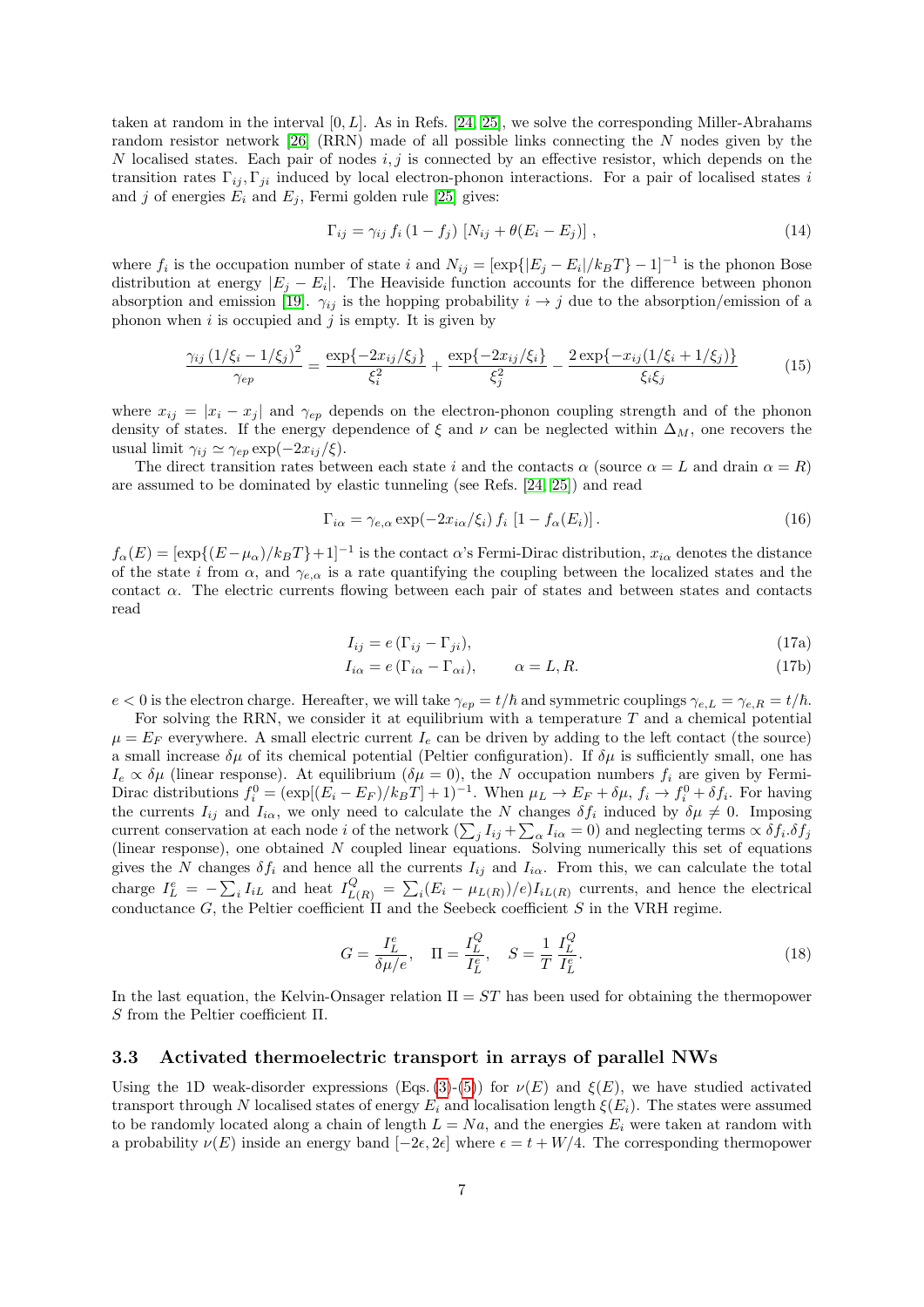taken at random in the interval $[0, L]$. As in Refs. [24, 25], we solve the corresponding Miller-Abrahams random resistor network [26] (RRN) made of all possible links connecting the $N$ nodes given by the $N$ localised states. Each pair of nodes $i, j$ is connected by an effective resistor, which depends on the transition rates $\Gamma_{ij}, \Gamma_{ji}$ induced by local electron-phonon interactions. For a pair of localised states $i$ and $j$ of energies $E_i$ and $E_j$, Fermi golden rule [25] gives:

$$\Gamma_{ij} = \gamma_{ij}\, f_i\,(1 - f_j)\,\left[N_{ij} + \theta(E_i - E_j)\right], \tag{14}$$

where $f_i$ is the occupation number of state $i$ and $N_{ij} = [\exp\{|E_j - E_i|/k_B T\} - 1]^{-1}$ is the phonon Bose distribution at energy $|E_j - E_i|$. The Heaviside function accounts for the difference between phonon absorption and emission [19]. $\gamma_{ij}$ is the hopping probability $i \to j$ due to the absorption/emission of a phonon when $i$ is occupied and $j$ is empty. It is given by

$$\frac{\gamma_{ij}\,(1/\xi_i - 1/\xi_j)^2}{\gamma_{ep}} = \frac{\exp\{-2x_{ij}/\xi_j\}}{\xi_i^2} + \frac{\exp\{-2x_{ij}/\xi_i\}}{\xi_j^2} - \frac{2\exp\{-x_{ij}(1/\xi_i + 1/\xi_j)\}}{\xi_i \xi_j} \tag{15}$$

where $x_{ij} = |x_i - x_j|$ and $\gamma_{ep}$ depends on the electron-phonon coupling strength and of the phonon density of states. If the energy dependence of $\xi$ and $\nu$ can be neglected within $\Delta_M$, one recovers the usual limit $\gamma_{ij} \simeq \gamma_{ep}\exp(-2x_{ij}/\xi)$.

The direct transition rates between each state $i$ and the contacts $\alpha$ (source $\alpha = L$ and drain $\alpha = R$) are assumed to be dominated by elastic tunneling (see Refs. [24, 25]) and read

$$\Gamma_{i\alpha} = \gamma_{e,\alpha}\exp(-2x_{i\alpha}/\xi_i)\, f_i\,\left[1 - f_\alpha(E_i)\right]. \tag{16}$$

$f_\alpha(E) = [\exp\{(E-\mu_\alpha)/k_B T\} + 1]^{-1}$ is the contact $\alpha$'s Fermi-Dirac distribution, $x_{i\alpha}$ denotes the distance of the state $i$ from $\alpha$, and $\gamma_{e,\alpha}$ is a rate quantifying the coupling between the localized states and the contact $\alpha$. The electric currents flowing between each pair of states and between states and contacts read

$$I_{ij} = e\,(\Gamma_{ij} - \Gamma_{ji}), \tag{17a}$$

$$I_{i\alpha} = e\,(\Gamma_{i\alpha} - \Gamma_{\alpha i}), \qquad \alpha = L, R. \tag{17b}$$

$e < 0$ is the electron charge. Hereafter, we will take $\gamma_{ep} = t/\hbar$ and symmetric couplings $\gamma_{e,L} = \gamma_{e,R} = t/\hbar$.

For solving the RRN, we consider it at equilibrium with a temperature $T$ and a chemical potential $\mu = E_F$ everywhere. A small electric current $I_e$ can be driven by adding to the left contact (the source) a small increase $\delta\mu$ of its chemical potential (Peltier configuration). If $\delta\mu$ is sufficiently small, one has $I_e \propto \delta\mu$ (linear response). At equilibrium ($\delta\mu = 0$), the $N$ occupation numbers $f_i$ are given by Fermi-Dirac distributions $f_i^0 = (\exp[(E_i - E_F)/k_B T] + 1)^{-1}$. When $\mu_L \to E_F + \delta\mu$, $f_i \to f_i^0 + \delta f_i$. For having the currents $I_{ij}$ and $I_{i\alpha}$, we only need to calculate the $N$ changes $\delta f_i$ induced by $\delta\mu \neq 0$. Imposing current conservation at each node $i$ of the network ($\sum_j I_{ij} + \sum_\alpha I_{i\alpha} = 0$) and neglecting terms $\propto \delta f_i.\delta f_j$ (linear response), one obtained $N$ coupled linear equations. Solving numerically this set of equations gives the $N$ changes $\delta f_i$ and hence all the currents $I_{ij}$ and $I_{i\alpha}$. From this, we can calculate the total charge $I_L^e = -\sum_i I_{iL}$ and heat $I_{L(R)}^Q = \sum_i (E_i - \mu_{L(R)})/e) I_{iL(R)}$ currents, and hence the electrical conductance $G$, the Peltier coefficient $\Pi$ and the Seebeck coefficient $S$ in the VRH regime.

$$G = \frac{I_L^e}{\delta\mu/e}, \quad \Pi = \frac{I_L^Q}{I_L^e}, \quad S = \frac{1}{T}\,\frac{I_L^Q}{I_L^e}. \tag{18}$$

In the last equation, the Kelvin-Onsager relation $\Pi = ST$ has been used for obtaining the thermopower $S$ from the Peltier coefficient $\Pi$.

### 3.3 Activated thermoelectric transport in arrays of parallel NWs

Using the 1D weak-disorder expressions (Eqs. (3)-(5)) for $\nu(E)$ and $\xi(E)$, we have studied activated transport through $N$ localised states of energy $E_i$ and localisation length $\xi(E_i)$. The states were assumed to be randomly located along a chain of length $L = Na$, and the energies $E_i$ were taken at random with a probability $\nu(E)$ inside an energy band $[-2\epsilon, 2\epsilon]$ where $\epsilon = t + W/4$. The corresponding thermopower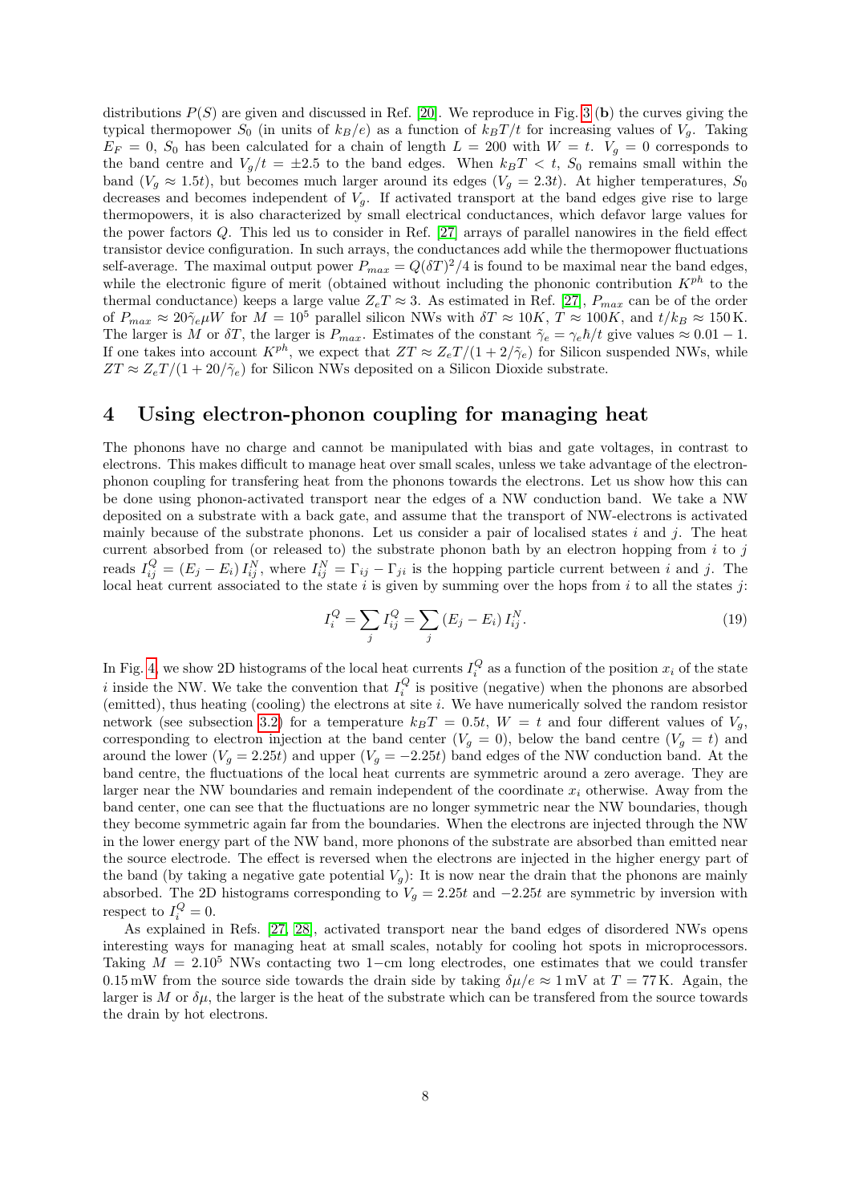distributions $P(S)$ are given and discussed in Ref. [20]. We reproduce in Fig. 3 (**b**) the curves giving the typical thermopower $S_0$ (in units of $k_B/e$) as a function of $k_BT/t$ for increasing values of $V_g$. Taking $E_F = 0$, $S_0$ has been calculated for a chain of length $L = 200$ with $W = t$. $V_g = 0$ corresponds to the band centre and $V_g/t = \pm 2.5$ to the band edges. When $k_BT < t$, $S_0$ remains small within the band ($V_g \approx 1.5t$), but becomes much larger around its edges ($V_g = 2.3t$). At higher temperatures, $S_0$ decreases and becomes independent of $V_g$. If activated transport at the band edges give rise to large thermopowers, it is also characterized by small electrical conductances, which defavor large values for the power factors $Q$. This led us to consider in Ref. [27] arrays of parallel nanowires in the field effect transistor device configuration. In such arrays, the conductances add while the thermopower fluctuations self-average. The maximal output power $P_{max} = Q(\delta T)^2/4$ is found to be maximal near the band edges, while the electronic figure of merit (obtained without including the phononic contribution $K^{ph}$ to the thermal conductance) keeps a large value $Z_eT \approx 3$. As estimated in Ref. [27], $P_{max}$ can be of the order of $P_{max} \approx 20\tilde{\gamma}_e \mu W$ for $M = 10^5$ parallel silicon NWs with $\delta T \approx 10K$, $T \approx 100K$, and $t/k_B \approx 150\,\mathrm{K}$. The larger is $M$ or $\delta T$, the larger is $P_{max}$. Estimates of the constant $\tilde{\gamma}_e = \gamma_e \hbar/t$ give values $\approx 0.01 - 1$. If one takes into account $K^{ph}$, we expect that $ZT \approx Z_eT/(1 + 2/\tilde{\gamma}_e)$ for Silicon suspended NWs, while $ZT \approx Z_eT/(1 + 20/\tilde{\gamma}_e)$ for Silicon NWs deposited on a Silicon Dioxide substrate.

## 4 Using electron-phonon coupling for managing heat

The phonons have no charge and cannot be manipulated with bias and gate voltages, in contrast to electrons. This makes difficult to manage heat over small scales, unless we take advantage of the electron-phonon coupling for transfering heat from the phonons towards the electrons. Let us show how this can be done using phonon-activated transport near the edges of a NW conduction band. We take a NW deposited on a substrate with a back gate, and assume that the transport of NW-electrons is activated mainly because of the substrate phonons. Let us consider a pair of localised states $i$ and $j$. The heat current absorbed from (or released to) the substrate phonon bath by an electron hopping from $i$ to $j$ reads $I^Q_{ij} = (E_j - E_i)\, I^N_{ij}$, where $I^N_{ij} = \Gamma_{ij} - \Gamma_{ji}$ is the hopping particle current between $i$ and $j$. The local heat current associated to the state $i$ is given by summing over the hops from $i$ to all the states $j$:

$$I^Q_i = \sum_j I^Q_{ij} = \sum_j (E_j - E_i)\, I^N_{ij}. \tag{19}$$

In Fig. 4, we show 2D histograms of the local heat currents $I^Q_i$ as a function of the position $x_i$ of the state $i$ inside the NW. We take the convention that $I^Q_i$ is positive (negative) when the phonons are absorbed (emitted), thus heating (cooling) the electrons at site $i$. We have numerically solved the random resistor network (see subsection 3.2) for a temperature $k_BT = 0.5t$, $W = t$ and four different values of $V_g$, corresponding to electron injection at the band center ($V_g = 0$), below the band centre ($V_g = t$) and around the lower ($V_g = 2.25t$) and upper ($V_g = -2.25t$) band edges of the NW conduction band. At the band centre, the fluctuations of the local heat currents are symmetric around a zero average. They are larger near the NW boundaries and remain independent of the coordinate $x_i$ otherwise. Away from the band center, one can see that the fluctuations are no longer symmetric near the NW boundaries, though they become symmetric again far from the boundaries. When the electrons are injected through the NW in the lower energy part of the NW band, more phonons of the substrate are absorbed than emitted near the source electrode. The effect is reversed when the electrons are injected in the higher energy part of the band (by taking a negative gate potential $V_g$): It is now near the drain that the phonons are mainly absorbed. The 2D histograms corresponding to $V_g = 2.25t$ and $-2.25t$ are symmetric by inversion with respect to $I^Q_i = 0$.

As explained in Refs. [27, 28], activated transport near the band edges of disordered NWs opens interesting ways for managing heat at small scales, notably for cooling hot spots in microprocessors. Taking $M = 2.10^5$ NWs contacting two 1−cm long electrodes, one estimates that we could transfer 0.15 mW from the source side towards the drain side by taking $\delta\mu/e \approx 1\,\mathrm{mV}$ at $T = 77\,\mathrm{K}$. Again, the larger is $M$ or $\delta\mu$, the larger is the heat of the substrate which can be transfered from the source towards the drain by hot electrons.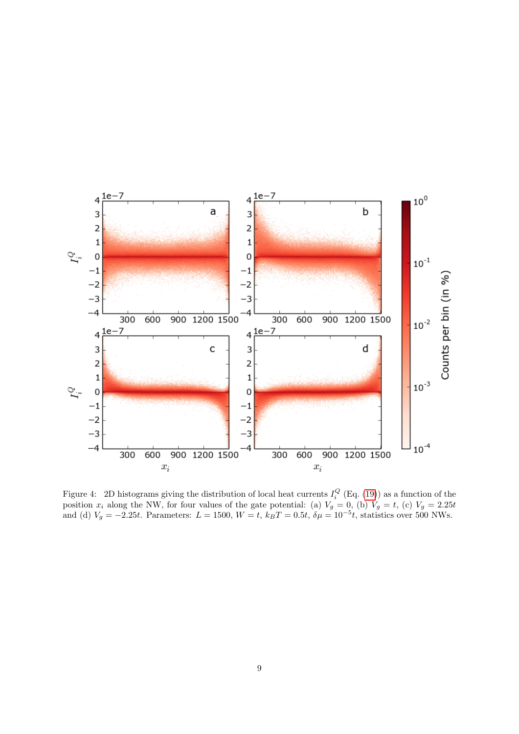Figure 4: 2D histograms giving the distribution of local heat currents $I_i^Q$ (Eq. (19)) as a function of the position $x_i$ along the NW, for four values of the gate potential: (a) $V_g = 0$, (b) $V_g = t$, (c) $V_g = 2.25t$ and (d) $V_g = -2.25t$. Parameters: $L = 1500$, $W = t$, $k_B T = 0.5t$, $\delta\mu = 10^{-5}t$, statistics over 500 NWs.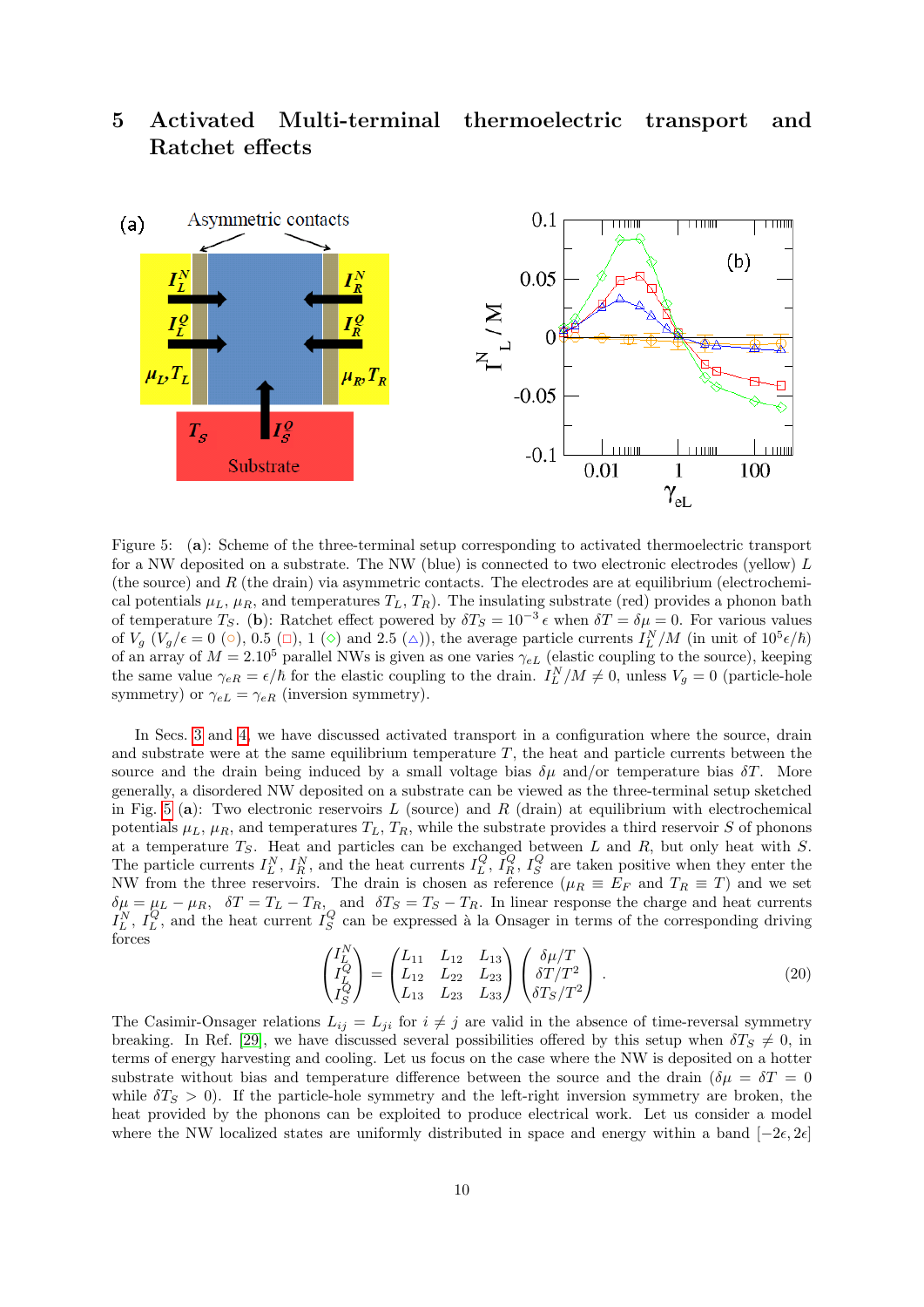# 5 Activated Multi-terminal thermoelectric transport and Ratchet effects

Figure 5: (**a**): Scheme of the three-terminal setup corresponding to activated thermoelectric transport for a NW deposited on a substrate. The NW (blue) is connected to two electronic electrodes (yellow) $L$ (the source) and $R$ (the drain) via asymmetric contacts. The electrodes are at equilibrium (electrochemical potentials $\mu_L$, $\mu_R$, and temperatures $T_L$, $T_R$). The insulating substrate (red) provides a phonon bath of temperature $T_S$. (**b**): Ratchet effect powered by $\delta T_S = 10^{-3}\epsilon$ when $\delta T = \delta\mu = 0$. For various values of $V_g$ ($V_g/\epsilon = 0$ (○), 0.5 (□), 1 (◇) and 2.5 (△)), the average particle currents $I_L^N/M$ (in unit of $10^5\epsilon/\hbar$) of an array of $M = 2.10^5$ parallel NWs is given as one varies $\gamma_{eL}$ (elastic coupling to the source), keeping the same value $\gamma_{eR} = \epsilon/\hbar$ for the elastic coupling to the drain. $I_L^N/M \neq 0$, unless $V_g = 0$ (particle-hole symmetry) or $\gamma_{eL} = \gamma_{eR}$ (inversion symmetry).

In Secs. 3 and 4, we have discussed activated transport in a configuration where the source, drain and substrate were at the same equilibrium temperature $T$, the heat and particle currents between the source and the drain being induced by a small voltage bias $\delta\mu$ and/or temperature bias $\delta T$. More generally, a disordered NW deposited on a substrate can be viewed as the three-terminal setup sketched in Fig. 5 (**a**): Two electronic reservoirs $L$ (source) and $R$ (drain) at equilibrium with electrochemical potentials $\mu_L$, $\mu_R$, and temperatures $T_L$, $T_R$, while the substrate provides a third reservoir $S$ of phonons at a temperature $T_S$. Heat and particles can be exchanged between $L$ and $R$, but only heat with $S$. The particle currents $I_L^N$, $I_R^N$, and the heat currents $I_L^Q$, $I_R^Q$, $I_S^Q$ are taken positive when they enter the NW from the three reservoirs. The drain is chosen as reference ($\mu_R \equiv E_F$ and $T_R \equiv T$) and we set $\delta\mu = \mu_L - \mu_R$, $\delta T = T_L - T_R$, and $\delta T_S = T_S - T_R$. In linear response the charge and heat currents $I_L^N$, $I_L^Q$, and the heat current $I_S^Q$ can be expressed à la Onsager in terms of the corresponding driving forces

$$\begin{pmatrix} I_L^N \\ I_L^Q \\ I_S^Q \end{pmatrix} = \begin{pmatrix} L_{11} & L_{12} & L_{13} \\ L_{12} & L_{22} & L_{23} \\ L_{13} & L_{23} & L_{33} \end{pmatrix} \begin{pmatrix} \delta\mu/T \\ \delta T/T^2 \\ \delta T_S/T^2 \end{pmatrix} . \tag{20}$$

The Casimir-Onsager relations $L_{ij} = L_{ji}$ for $i \neq j$ are valid in the absence of time-reversal symmetry breaking. In Ref. [29], we have discussed several possibilities offered by this setup when $\delta T_S \neq 0$, in terms of energy harvesting and cooling. Let us focus on the case where the NW is deposited on a hotter substrate without bias and temperature difference between the source and the drain ($\delta\mu = \delta T = 0$ while $\delta T_S > 0$). If the particle-hole symmetry and the left-right inversion symmetry are broken, the heat provided by the phonons can be exploited to produce electrical work. Let us consider a model where the NW localized states are uniformly distributed in space and energy within a band $[-2\epsilon, 2\epsilon]$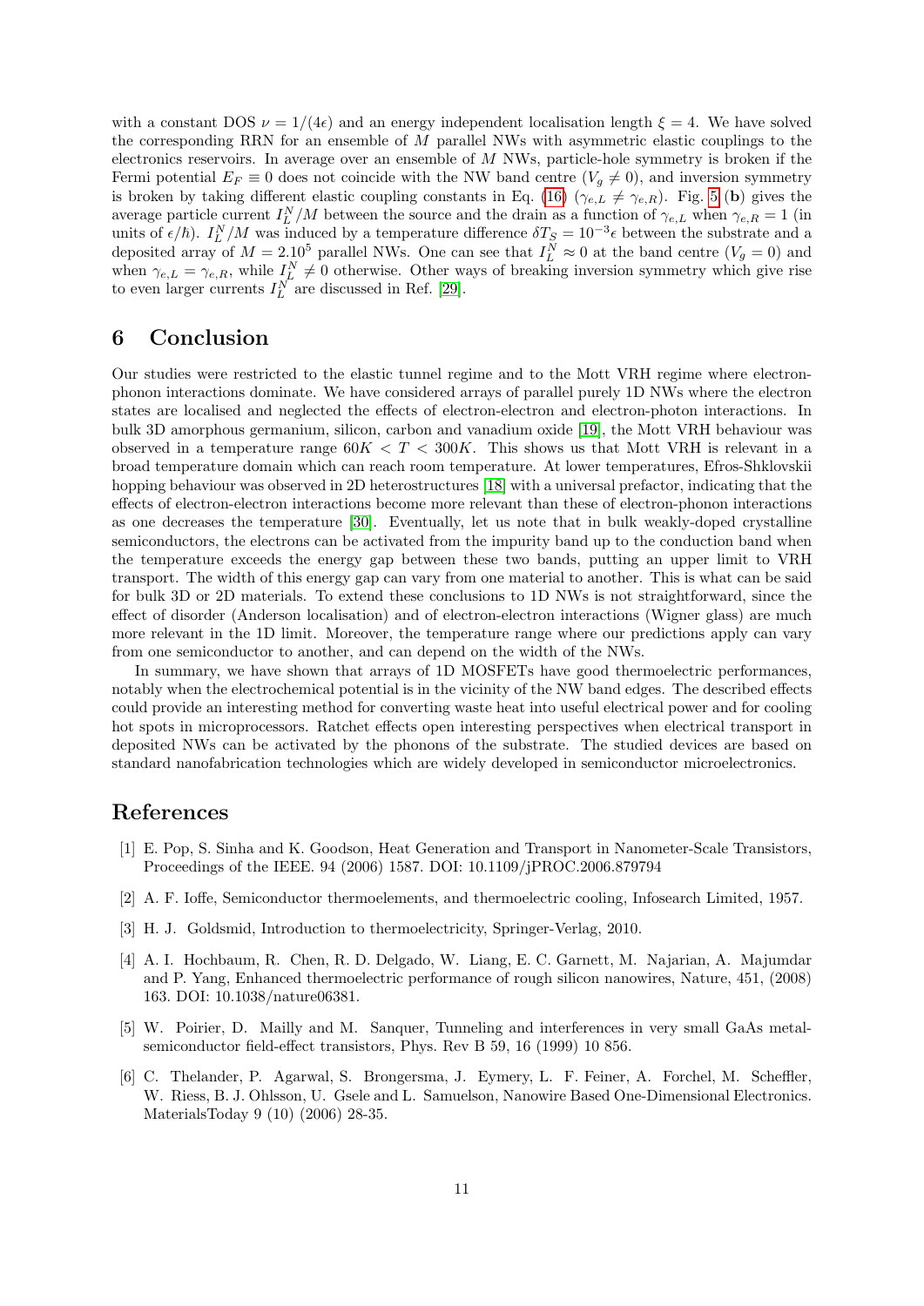with a constant DOS $\nu = 1/(4\epsilon)$ and an energy independent localisation length $\xi = 4$. We have solved the corresponding RRN for an ensemble of $M$ parallel NWs with asymmetric elastic couplings to the electronics reservoirs. In average over an ensemble of $M$ NWs, particle-hole symmetry is broken if the Fermi potential $E_F \equiv 0$ does not coincide with the NW band centre ($V_g \neq 0$), and inversion symmetry is broken by taking different elastic coupling constants in Eq. (16) ($\gamma_{e,L} \neq \gamma_{e,R}$). Fig. 5 (**b**) gives the average particle current $I_L^N/M$ between the source and the drain as a function of $\gamma_{e,L}$ when $\gamma_{e,R} = 1$ (in units of $\epsilon/\hbar$). $I_L^N/M$ was induced by a temperature difference $\delta T_S = 10^{-3}\epsilon$ between the substrate and a deposited array of $M = 2.10^5$ parallel NWs. One can see that $I_L^N \approx 0$ at the band centre ($V_g = 0$) and when $\gamma_{e,L} = \gamma_{e,R}$, while $I_L^N \neq 0$ otherwise. Other ways of breaking inversion symmetry which give rise to even larger currents $I_L^N$ are discussed in Ref. [29].

## 6 Conclusion

Our studies were restricted to the elastic tunnel regime and to the Mott VRH regime where electron-phonon interactions dominate. We have considered arrays of parallel purely 1D NWs where the electron states are localised and neglected the effects of electron-electron and electron-photon interactions. In bulk 3D amorphous germanium, silicon, carbon and vanadium oxide [19], the Mott VRH behaviour was observed in a temperature range $60K < T < 300K$. This shows us that Mott VRH is relevant in a broad temperature domain which can reach room temperature. At lower temperatures, Efros-Shklovskii hopping behaviour was observed in 2D heterostructures [18] with a universal prefactor, indicating that the effects of electron-electron interactions become more relevant than these of electron-phonon interactions as one decreases the temperature [30]. Eventually, let us note that in bulk weakly-doped crystalline semiconductors, the electrons can be activated from the impurity band up to the conduction band when the temperature exceeds the energy gap between these two bands, putting an upper limit to VRH transport. The width of this energy gap can vary from one material to another. This is what can be said for bulk 3D or 2D materials. To extend these conclusions to 1D NWs is not straightforward, since the effect of disorder (Anderson localisation) and of electron-electron interactions (Wigner glass) are much more relevant in the 1D limit. Moreover, the temperature range where our predictions apply can vary from one semiconductor to another, and can depend on the width of the NWs.

In summary, we have shown that arrays of 1D MOSFETs have good thermoelectric performances, notably when the electrochemical potential is in the vicinity of the NW band edges. The described effects could provide an interesting method for converting waste heat into useful electrical power and for cooling hot spots in microprocessors. Ratchet effects open interesting perspectives when electrical transport in deposited NWs can be activated by the phonons of the substrate. The studied devices are based on standard nanofabrication technologies which are widely developed in semiconductor microelectronics.

## References

[1] E. Pop, S. Sinha and K. Goodson, Heat Generation and Transport in Nanometer-Scale Transistors, Proceedings of the IEEE. 94 (2006) 1587. DOI: 10.1109/jPROC.2006.879794

[2] A. F. Ioffe, Semiconductor thermoelements, and thermoelectric cooling, Infosearch Limited, 1957.

[3] H. J. Goldsmid, Introduction to thermoelectricity, Springer-Verlag, 2010.

[4] A. I. Hochbaum, R. Chen, R. D. Delgado, W. Liang, E. C. Garnett, M. Najarian, A. Majumdar and P. Yang, Enhanced thermoelectric performance of rough silicon nanowires, Nature, 451, (2008) 163. DOI: 10.1038/nature06381.

[5] W. Poirier, D. Mailly and M. Sanquer, Tunneling and interferences in very small GaAs metal-semiconductor field-effect transistors, Phys. Rev B 59, 16 (1999) 10 856.

[6] C. Thelander, P. Agarwal, S. Brongersma, J. Eymery, L. F. Feiner, A. Forchel, M. Scheffler, W. Riess, B. J. Ohlsson, U. Gsele and L. Samuelson, Nanowire Based One-Dimensional Electronics. MaterialsToday 9 (10) (2006) 28-35.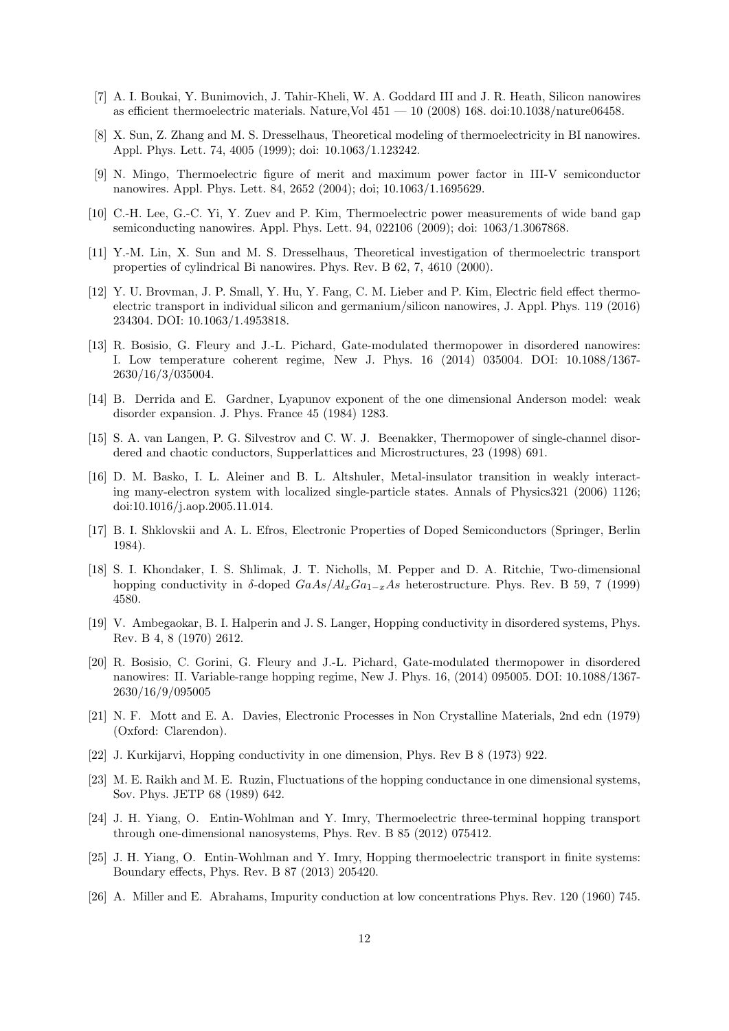[7] A. I. Boukai, Y. Bunimovich, J. Tahir-Kheli, W. A. Goddard III and J. R. Heath, Silicon nanowires as efficient thermoelectric materials. Nature,Vol 451 — 10 (2008) 168. doi:10.1038/nature06458.

[8] X. Sun, Z. Zhang and M. S. Dresselhaus, Theoretical modeling of thermoelectricity in BI nanowires. Appl. Phys. Lett. 74, 4005 (1999); doi: 10.1063/1.123242.

[9] N. Mingo, Thermoelectric figure of merit and maximum power factor in III-V semiconductor nanowires. Appl. Phys. Lett. 84, 2652 (2004); doi; 10.1063/1.1695629.

[10] C.-H. Lee, G.-C. Yi, Y. Zuev and P. Kim, Thermoelectric power measurements of wide band gap semiconducting nanowires. Appl. Phys. Lett. 94, 022106 (2009); doi: 1063/1.3067868.

[11] Y.-M. Lin, X. Sun and M. S. Dresselhaus, Theoretical investigation of thermoelectric transport properties of cylindrical Bi nanowires. Phys. Rev. B 62, 7, 4610 (2000).

[12] Y. U. Brovman, J. P. Small, Y. Hu, Y. Fang, C. M. Lieber and P. Kim, Electric field effect thermoelectric transport in individual silicon and germanium/silicon nanowires, J. Appl. Phys. 119 (2016) 234304. DOI: 10.1063/1.4953818.

[13] R. Bosisio, G. Fleury and J.-L. Pichard, Gate-modulated thermopower in disordered nanowires: I. Low temperature coherent regime, New J. Phys. 16 (2014) 035004. DOI: 10.1088/1367-2630/16/3/035004.

[14] B. Derrida and E. Gardner, Lyapunov exponent of the one dimensional Anderson model: weak disorder expansion. J. Phys. France 45 (1984) 1283.

[15] S. A. van Langen, P. G. Silvestrov and C. W. J. Beenakker, Thermopower of single-channel disordered and chaotic conductors, Supperlattices and Microstructures, 23 (1998) 691.

[16] D. M. Basko, I. L. Aleiner and B. L. Altshuler, Metal-insulator transition in weakly interacting many-electron system with localized single-particle states. Annals of Physics321 (2006) 1126; doi:10.1016/j.aop.2005.11.014.

[17] B. I. Shklovskii and A. L. Efros, Electronic Properties of Doped Semiconductors (Springer, Berlin 1984).

[18] S. I. Khondaker, I. S. Shlimak, J. T. Nicholls, M. Pepper and D. A. Ritchie, Two-dimensional hopping conductivity in $\delta$-doped $GaAs/Al_xGa_{1-x}As$ heterostructure. Phys. Rev. B 59, 7 (1999) 4580.

[19] V. Ambegaokar, B. I. Halperin and J. S. Langer, Hopping conductivity in disordered systems, Phys. Rev. B 4, 8 (1970) 2612.

[20] R. Bosisio, C. Gorini, G. Fleury and J.-L. Pichard, Gate-modulated thermopower in disordered nanowires: II. Variable-range hopping regime, New J. Phys. 16, (2014) 095005. DOI: 10.1088/1367-2630/16/9/095005

[21] N. F. Mott and E. A. Davies, Electronic Processes in Non Crystalline Materials, 2nd edn (1979) (Oxford: Clarendon).

[22] J. Kurkijarvi, Hopping conductivity in one dimension, Phys. Rev B 8 (1973) 922.

[23] M. E. Raikh and M. E. Ruzin, Fluctuations of the hopping conductance in one dimensional systems, Sov. Phys. JETP 68 (1989) 642.

[24] J. H. Yiang, O. Entin-Wohlman and Y. Imry, Thermoelectric three-terminal hopping transport through one-dimensional nanosystems, Phys. Rev. B 85 (2012) 075412.

[25] J. H. Yiang, O. Entin-Wohlman and Y. Imry, Hopping thermoelectric transport in finite systems: Boundary effects, Phys. Rev. B 87 (2013) 205420.

[26] A. Miller and E. Abrahams, Impurity conduction at low concentrations Phys. Rev. 120 (1960) 745.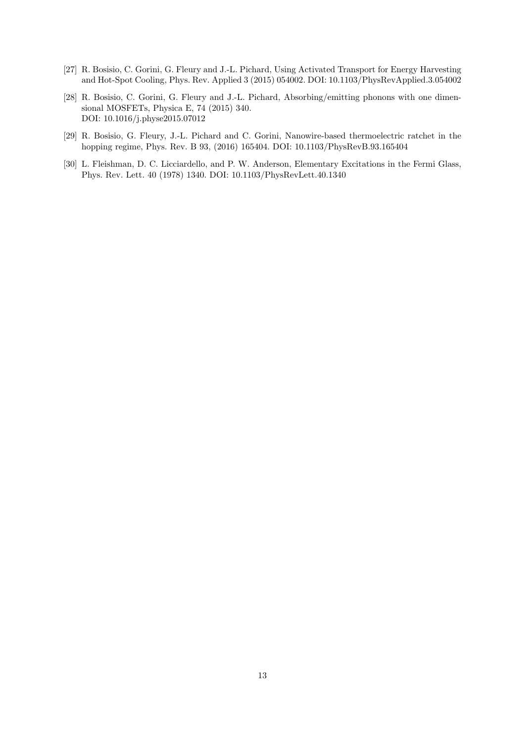[27] R. Bosisio, C. Gorini, G. Fleury and J.-L. Pichard, Using Activated Transport for Energy Harvesting and Hot-Spot Cooling, Phys. Rev. Applied 3 (2015) 054002. DOI: 10.1103/PhysRevApplied.3.054002

[28] R. Bosisio, C. Gorini, G. Fleury and J.-L. Pichard, Absorbing/emitting phonons with one dimensional MOSFETs, Physica E, 74 (2015) 340.
DOI: 10.1016/j.physe2015.07012

[29] R. Bosisio, G. Fleury, J.-L. Pichard and C. Gorini, Nanowire-based thermoelectric ratchet in the hopping regime, Phys. Rev. B 93, (2016) 165404. DOI: 10.1103/PhysRevB.93.165404

[30] L. Fleishman, D. C. Licciardello, and P. W. Anderson, Elementary Excitations in the Fermi Glass, Phys. Rev. Lett. 40 (1978) 1340. DOI: 10.1103/PhysRevLett.40.1340